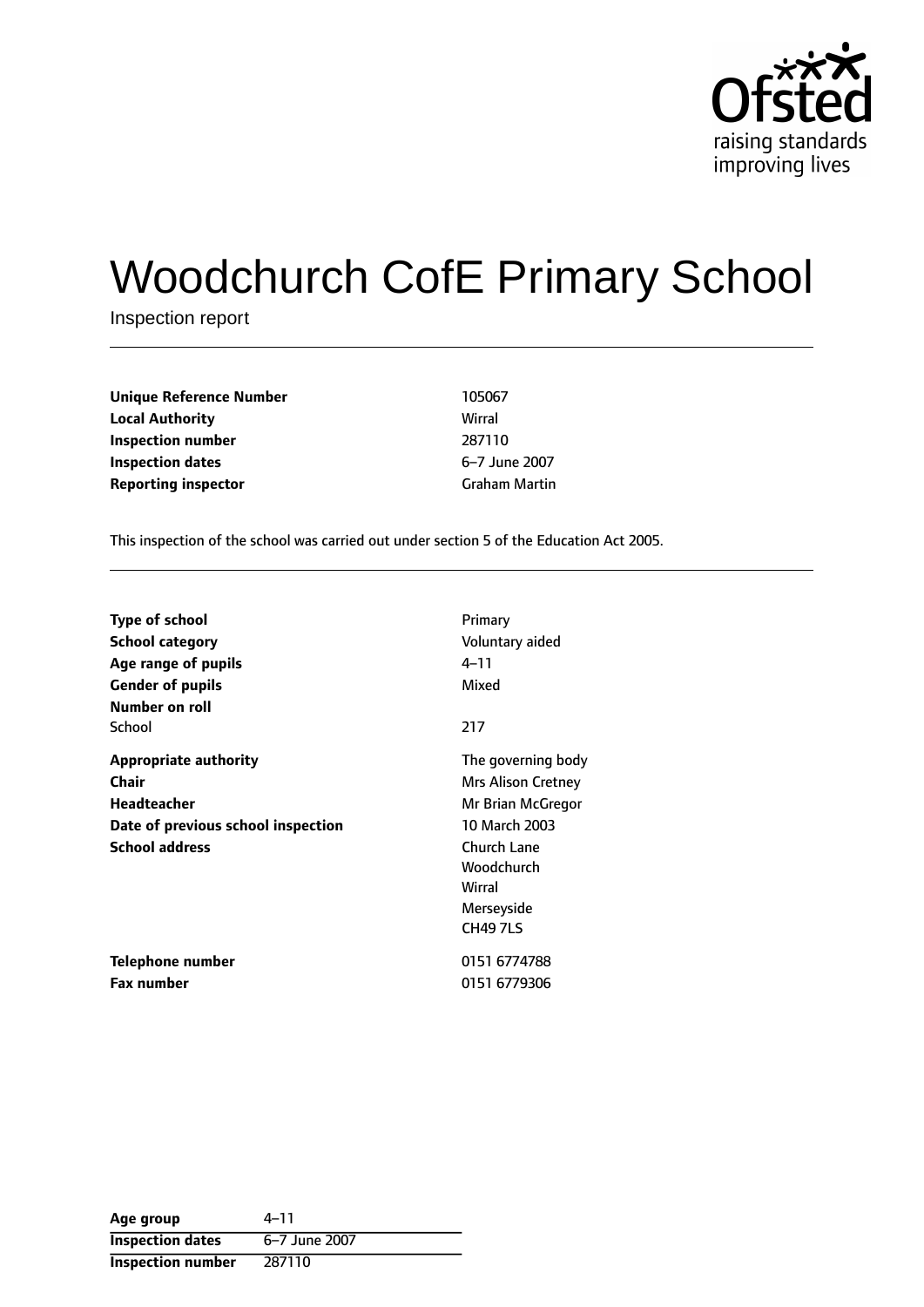# Woodchurch CofE Primary School

Inspection report

| | |
|---|---|
| **Unique Reference Number** | 105067 |
| **Local Authority** | Wirral |
| **Inspection number** | 287110 |
| **Inspection dates** | 6–7 June 2007 |
| **Reporting inspector** | Graham Martin |

This inspection of the school was carried out under section 5 of the Education Act 2005.

| | |
|---|---|
| **Type of school** | Primary |
| **School category** | Voluntary aided |
| **Age range of pupils** | 4–11 |
| **Gender of pupils** | Mixed |
| **Number on roll** | |
| School | 217 |
| **Appropriate authority** | The governing body |
| **Chair** | Mrs Alison Cretney |
| **Headteacher** | Mr Brian McGregor |
| **Date of previous school inspection** | 10 March 2003 |
| **School address** | Church Lane<br>Woodchurch<br>Wirral<br>Merseyside<br>CH49 7LS |
| **Telephone number** | 0151 6774788 |
| **Fax number** | 0151 6779306 |

| | |
|---|---|
| **Age group** | 4–11 |
| **Inspection dates** | 6–7 June 2007 |
| **Inspection number** | 287110 |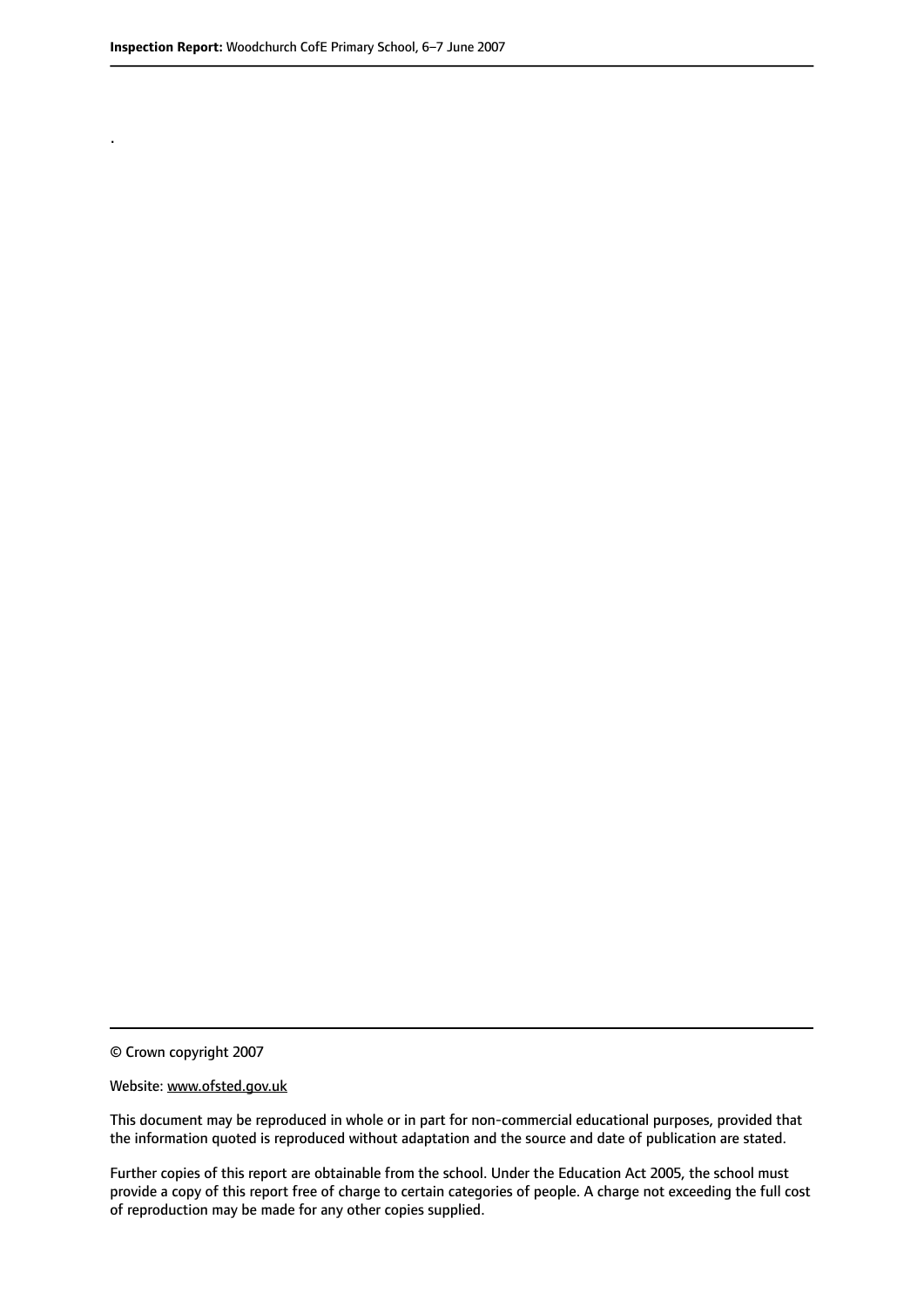.

© Crown copyright 2007

Website: www.ofsted.gov.uk

This document may be reproduced in whole or in part for non-commercial educational purposes, provided that the information quoted is reproduced without adaptation and the source and date of publication are stated.

Further copies of this report are obtainable from the school. Under the Education Act 2005, the school must provide a copy of this report free of charge to certain categories of people. A charge not exceeding the full cost of reproduction may be made for any other copies supplied.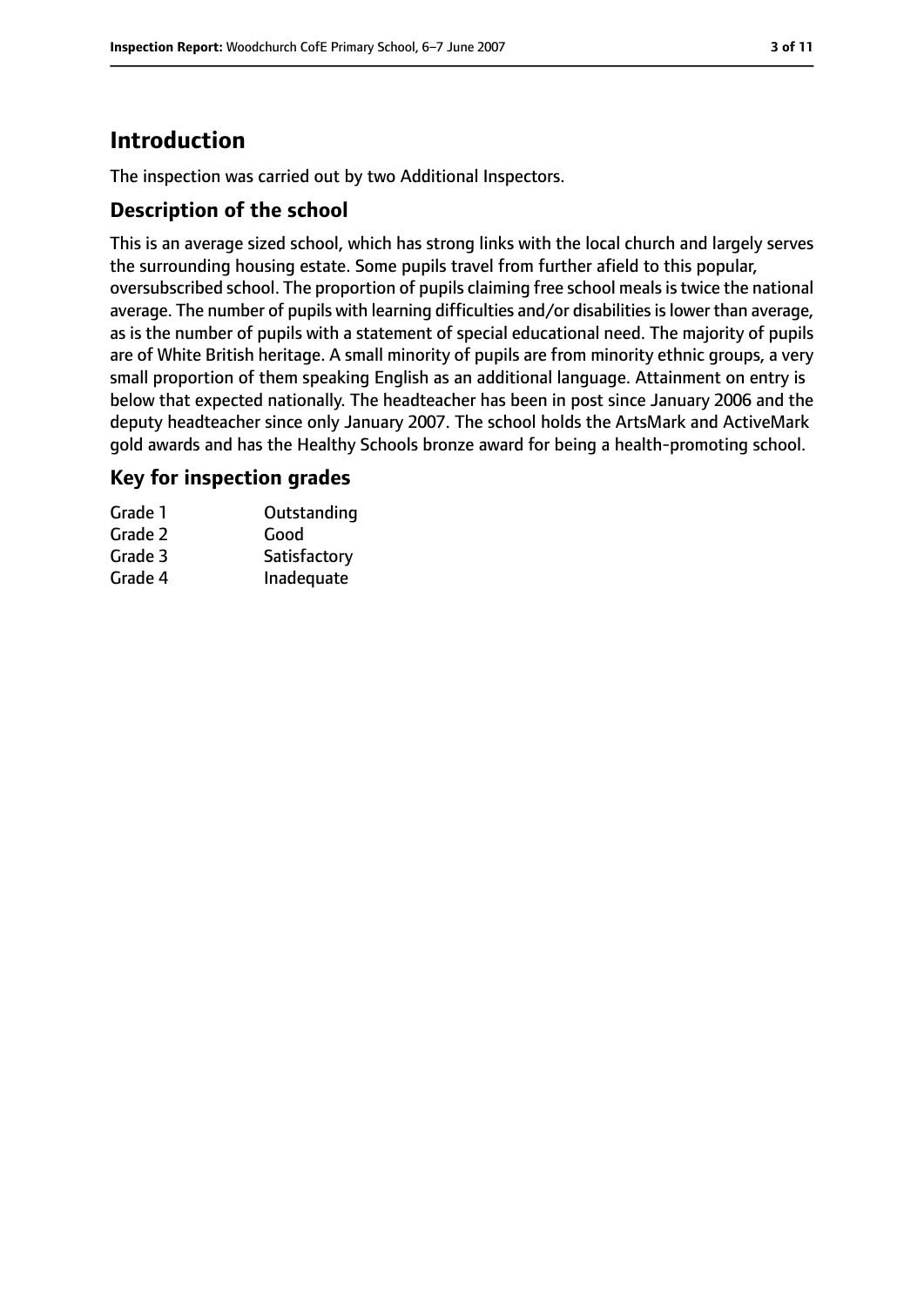# Introduction

The inspection was carried out by two Additional Inspectors.

## Description of the school

This is an average sized school, which has strong links with the local church and largely serves the surrounding housing estate. Some pupils travel from further afield to this popular, oversubscribed school. The proportion of pupils claiming free school meals is twice the national average. The number of pupils with learning difficulties and/or disabilities is lower than average, as is the number of pupils with a statement of special educational need. The majority of pupils are of White British heritage. A small minority of pupils are from minority ethnic groups, a very small proportion of them speaking English as an additional language. Attainment on entry is below that expected nationally. The headteacher has been in post since January 2006 and the deputy headteacher since only January 2007. The school holds the ArtsMark and ActiveMark gold awards and has the Healthy Schools bronze award for being a health-promoting school.

## Key for inspection grades

| | |
|---|---|
| Grade 1 | Outstanding |
| Grade 2 | Good |
| Grade 3 | Satisfactory |
| Grade 4 | Inadequate |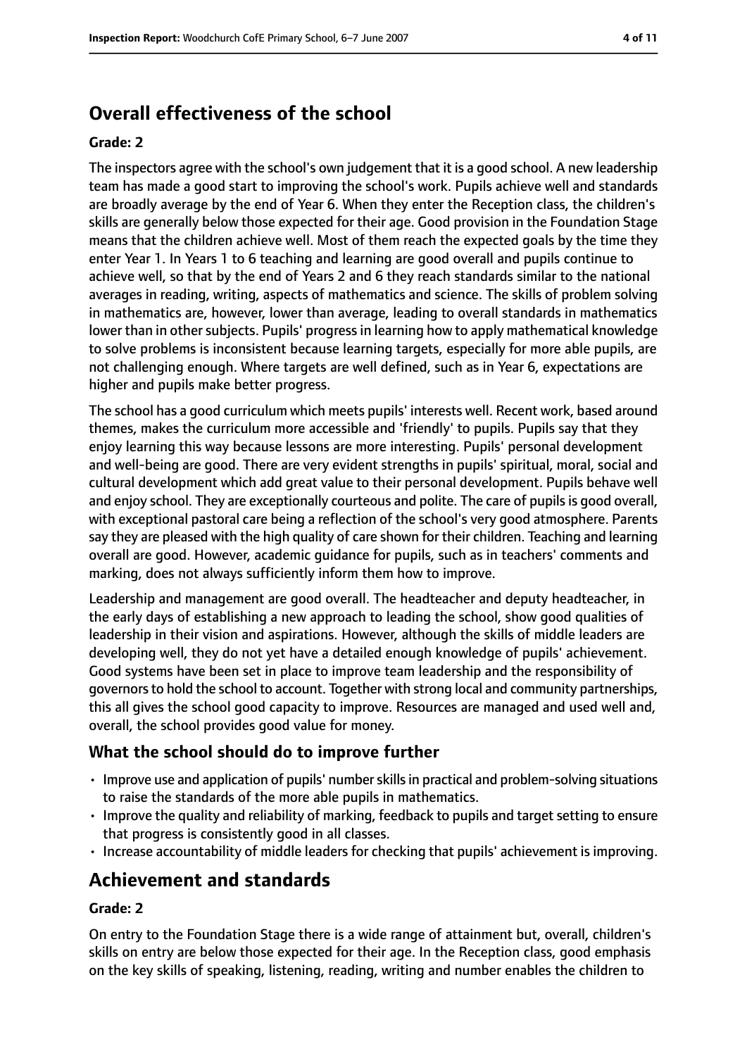## Overall effectiveness of the school

**Grade: 2**

The inspectors agree with the school's own judgement that it is a good school. A new leadership team has made a good start to improving the school's work. Pupils achieve well and standards are broadly average by the end of Year 6. When they enter the Reception class, the children's skills are generally below those expected for their age. Good provision in the Foundation Stage means that the children achieve well. Most of them reach the expected goals by the time they enter Year 1. In Years 1 to 6 teaching and learning are good overall and pupils continue to achieve well, so that by the end of Years 2 and 6 they reach standards similar to the national averages in reading, writing, aspects of mathematics and science. The skills of problem solving in mathematics are, however, lower than average, leading to overall standards in mathematics lower than in other subjects. Pupils' progress in learning how to apply mathematical knowledge to solve problems is inconsistent because learning targets, especially for more able pupils, are not challenging enough. Where targets are well defined, such as in Year 6, expectations are higher and pupils make better progress.

The school has a good curriculum which meets pupils' interests well. Recent work, based around themes, makes the curriculum more accessible and 'friendly' to pupils. Pupils say that they enjoy learning this way because lessons are more interesting. Pupils' personal development and well-being are good. There are very evident strengths in pupils' spiritual, moral, social and cultural development which add great value to their personal development. Pupils behave well and enjoy school. They are exceptionally courteous and polite. The care of pupils is good overall, with exceptional pastoral care being a reflection of the school's very good atmosphere. Parents say they are pleased with the high quality of care shown for their children. Teaching and learning overall are good. However, academic guidance for pupils, such as in teachers' comments and marking, does not always sufficiently inform them how to improve.

Leadership and management are good overall. The headteacher and deputy headteacher, in the early days of establishing a new approach to leading the school, show good qualities of leadership in their vision and aspirations. However, although the skills of middle leaders are developing well, they do not yet have a detailed enough knowledge of pupils' achievement. Good systems have been set in place to improve team leadership and the responsibility of governors to hold the school to account. Together with strong local and community partnerships, this all gives the school good capacity to improve. Resources are managed and used well and, overall, the school provides good value for money.

### What the school should do to improve further

- Improve use and application of pupils' number skills in practical and problem-solving situations to raise the standards of the more able pupils in mathematics.
- Improve the quality and reliability of marking, feedback to pupils and target setting to ensure that progress is consistently good in all classes.
- Increase accountability of middle leaders for checking that pupils' achievement is improving.

## Achievement and standards

**Grade: 2**

On entry to the Foundation Stage there is a wide range of attainment but, overall, children's skills on entry are below those expected for their age. In the Reception class, good emphasis on the key skills of speaking, listening, reading, writing and number enables the children to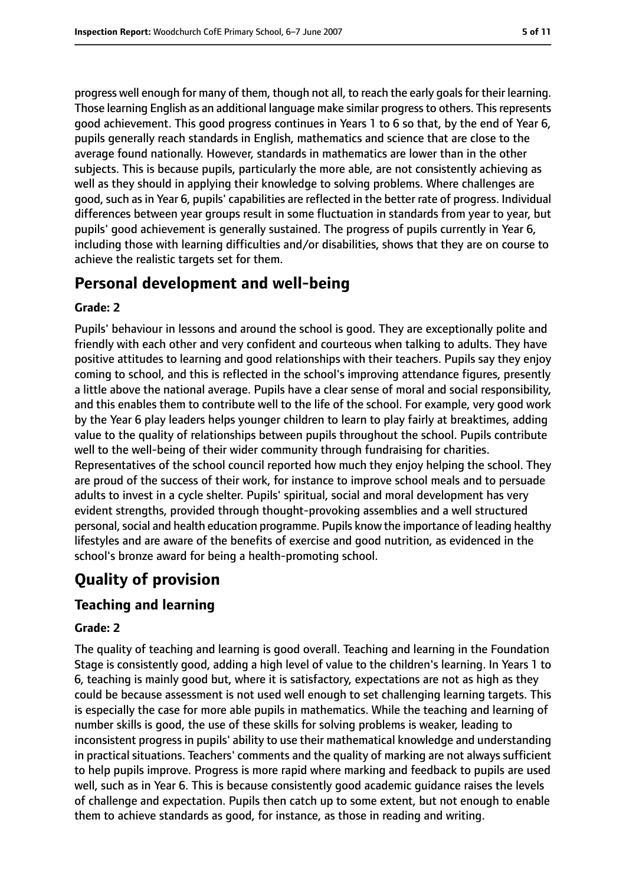progress well enough for many of them, though not all, to reach the early goals for their learning. Those learning English as an additional language make similar progress to others. This represents good achievement. This good progress continues in Years 1 to 6 so that, by the end of Year 6, pupils generally reach standards in English, mathematics and science that are close to the average found nationally. However, standards in mathematics are lower than in the other subjects. This is because pupils, particularly the more able, are not consistently achieving as well as they should in applying their knowledge to solving problems. Where challenges are good, such as in Year 6, pupils' capabilities are reflected in the better rate of progress. Individual differences between year groups result in some fluctuation in standards from year to year, but pupils' good achievement is generally sustained. The progress of pupils currently in Year 6, including those with learning difficulties and/or disabilities, shows that they are on course to achieve the realistic targets set for them.

## Personal development and well-being

**Grade: 2**

Pupils' behaviour in lessons and around the school is good. They are exceptionally polite and friendly with each other and very confident and courteous when talking to adults. They have positive attitudes to learning and good relationships with their teachers. Pupils say they enjoy coming to school, and this is reflected in the school's improving attendance figures, presently a little above the national average. Pupils have a clear sense of moral and social responsibility, and this enables them to contribute well to the life of the school. For example, very good work by the Year 6 play leaders helps younger children to learn to play fairly at breaktimes, adding value to the quality of relationships between pupils throughout the school. Pupils contribute well to the well-being of their wider community through fundraising for charities. Representatives of the school council reported how much they enjoy helping the school. They are proud of the success of their work, for instance to improve school meals and to persuade adults to invest in a cycle shelter. Pupils' spiritual, social and moral development has very evident strengths, provided through thought-provoking assemblies and a well structured personal, social and health education programme. Pupils know the importance of leading healthy lifestyles and are aware of the benefits of exercise and good nutrition, as evidenced in the school's bronze award for being a health-promoting school.

# Quality of provision

## Teaching and learning

**Grade: 2**

The quality of teaching and learning is good overall. Teaching and learning in the Foundation Stage is consistently good, adding a high level of value to the children's learning. In Years 1 to 6, teaching is mainly good but, where it is satisfactory, expectations are not as high as they could be because assessment is not used well enough to set challenging learning targets. This is especially the case for more able pupils in mathematics. While the teaching and learning of number skills is good, the use of these skills for solving problems is weaker, leading to inconsistent progress in pupils' ability to use their mathematical knowledge and understanding in practical situations. Teachers' comments and the quality of marking are not always sufficient to help pupils improve. Progress is more rapid where marking and feedback to pupils are used well, such as in Year 6. This is because consistently good academic guidance raises the levels of challenge and expectation. Pupils then catch up to some extent, but not enough to enable them to achieve standards as good, for instance, as those in reading and writing.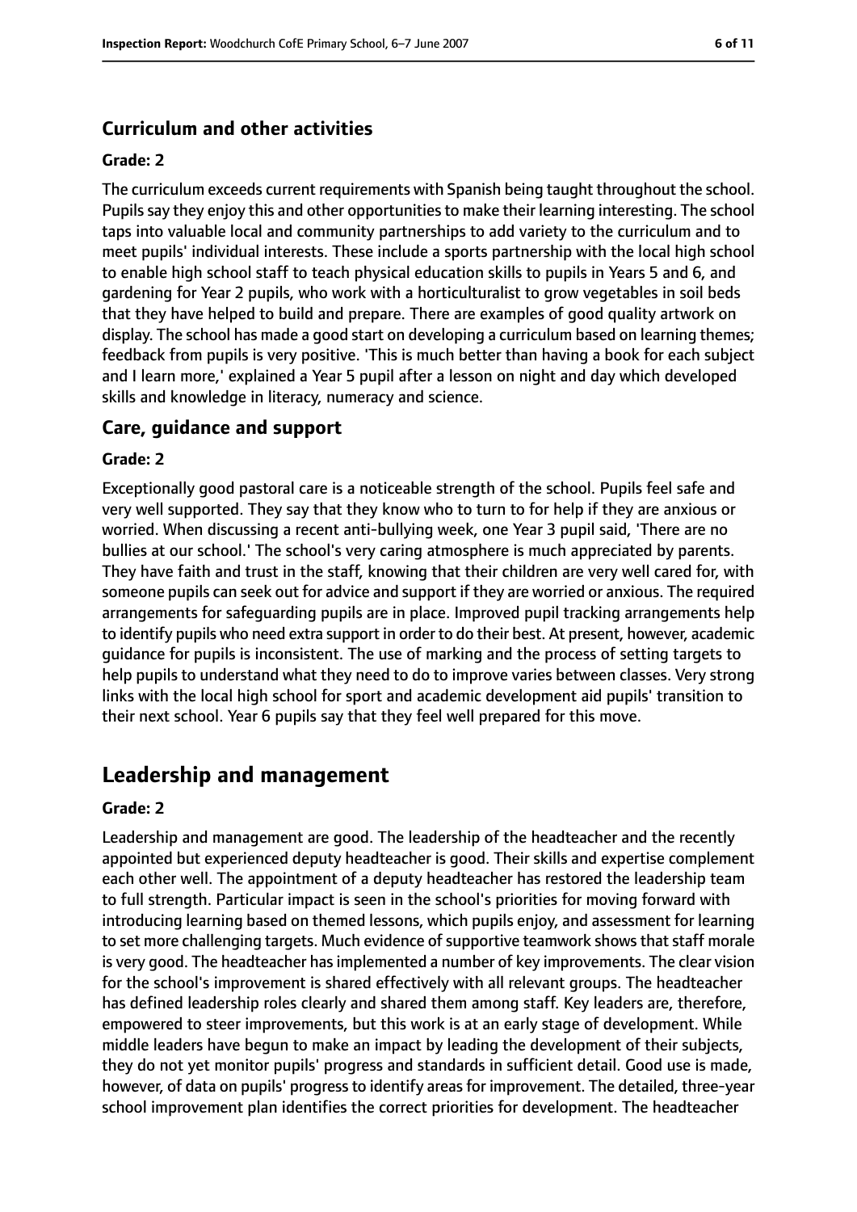### Curriculum and other activities

#### Grade: 2

The curriculum exceeds current requirements with Spanish being taught throughout the school. Pupils say they enjoy this and other opportunities to make their learning interesting. The school taps into valuable local and community partnerships to add variety to the curriculum and to meet pupils' individual interests. These include a sports partnership with the local high school to enable high school staff to teach physical education skills to pupils in Years 5 and 6, and gardening for Year 2 pupils, who work with a horticulturalist to grow vegetables in soil beds that they have helped to build and prepare. There are examples of good quality artwork on display. The school has made a good start on developing a curriculum based on learning themes; feedback from pupils is very positive. 'This is much better than having a book for each subject and I learn more,' explained a Year 5 pupil after a lesson on night and day which developed skills and knowledge in literacy, numeracy and science.

### Care, guidance and support

#### Grade: 2

Exceptionally good pastoral care is a noticeable strength of the school. Pupils feel safe and very well supported. They say that they know who to turn to for help if they are anxious or worried. When discussing a recent anti-bullying week, one Year 3 pupil said, 'There are no bullies at our school.' The school's very caring atmosphere is much appreciated by parents. They have faith and trust in the staff, knowing that their children are very well cared for, with someone pupils can seek out for advice and support if they are worried or anxious. The required arrangements for safeguarding pupils are in place. Improved pupil tracking arrangements help to identify pupils who need extra support in order to do their best. At present, however, academic guidance for pupils is inconsistent. The use of marking and the process of setting targets to help pupils to understand what they need to do to improve varies between classes. Very strong links with the local high school for sport and academic development aid pupils' transition to their next school. Year 6 pupils say that they feel well prepared for this move.

## Leadership and management

#### Grade: 2

Leadership and management are good. The leadership of the headteacher and the recently appointed but experienced deputy headteacher is good. Their skills and expertise complement each other well. The appointment of a deputy headteacher has restored the leadership team to full strength. Particular impact is seen in the school's priorities for moving forward with introducing learning based on themed lessons, which pupils enjoy, and assessment for learning to set more challenging targets. Much evidence of supportive teamwork shows that staff morale is very good. The headteacher has implemented a number of key improvements. The clear vision for the school's improvement is shared effectively with all relevant groups. The headteacher has defined leadership roles clearly and shared them among staff. Key leaders are, therefore, empowered to steer improvements, but this work is at an early stage of development. While middle leaders have begun to make an impact by leading the development of their subjects, they do not yet monitor pupils' progress and standards in sufficient detail. Good use is made, however, of data on pupils' progress to identify areas for improvement. The detailed, three-year school improvement plan identifies the correct priorities for development. The headteacher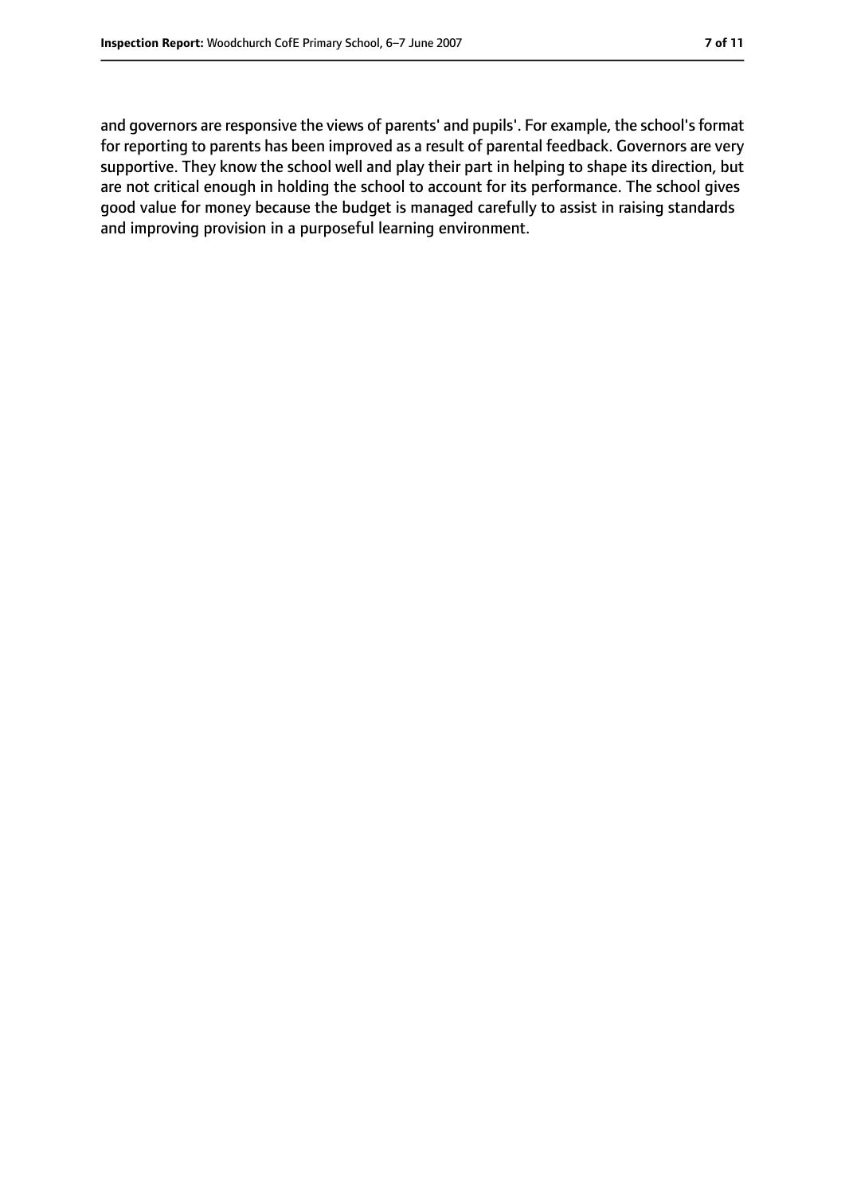and governors are responsive the views of parents' and pupils'. For example, the school's format for reporting to parents has been improved as a result of parental feedback. Governors are very supportive. They know the school well and play their part in helping to shape its direction, but are not critical enough in holding the school to account for its performance. The school gives good value for money because the budget is managed carefully to assist in raising standards and improving provision in a purposeful learning environment.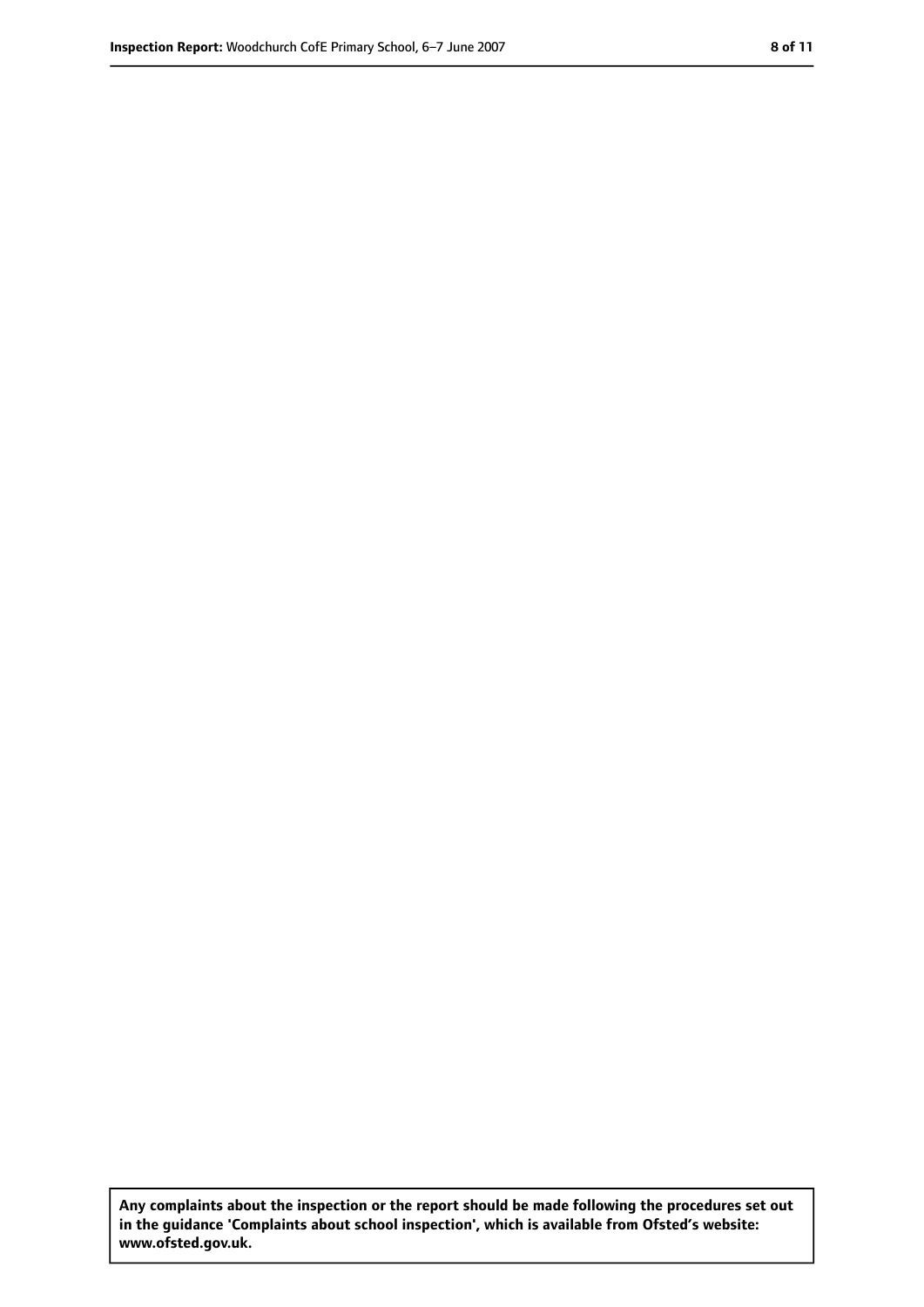**Any complaints about the inspection or the report should be made following the procedures set out in the guidance 'Complaints about school inspection', which is available from Ofsted's website: www.ofsted.gov.uk.**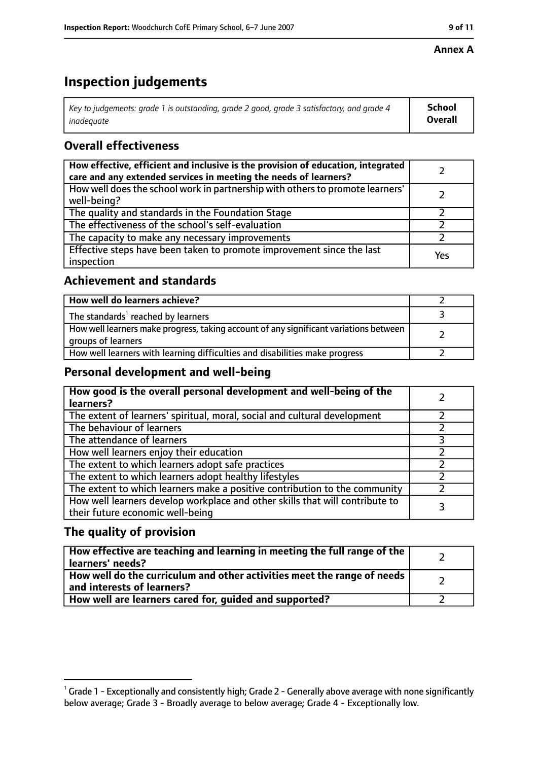**Annex A**

# Inspection judgements

| *Key to judgements: grade 1 is outstanding, grade 2 good, grade 3 satisfactory, and grade 4 inadequate* | **School Overall** |
|---|---|

## Overall effectiveness

| | |
|---|---|
| **How effective, efficient and inclusive is the provision of education, integrated care and any extended services in meeting the needs of learners?** | 2 |
| How well does the school work in partnership with others to promote learners' well-being? | 2 |
| The quality and standards in the Foundation Stage | 2 |
| The effectiveness of the school's self-evaluation | 2 |
| The capacity to make any necessary improvements | 2 |
| Effective steps have been taken to promote improvement since the last inspection | Yes |

## Achievement and standards

| | |
|---|---|
| **How well do learners achieve?** | 2 |
| The standards[1] reached by learners | 3 |
| How well learners make progress, taking account of any significant variations between groups of learners | 2 |
| How well learners with learning difficulties and disabilities make progress | 2 |

## Personal development and well-being

| | |
|---|---|
| **How good is the overall personal development and well-being of the learners?** | 2 |
| The extent of learners' spiritual, moral, social and cultural development | 2 |
| The behaviour of learners | 2 |
| The attendance of learners | 3 |
| How well learners enjoy their education | 2 |
| The extent to which learners adopt safe practices | 2 |
| The extent to which learners adopt healthy lifestyles | 2 |
| The extent to which learners make a positive contribution to the community | 2 |
| How well learners develop workplace and other skills that will contribute to their future economic well-being | 3 |

## The quality of provision

| | |
|---|---|
| **How effective are teaching and learning in meeting the full range of the learners' needs?** | 2 |
| **How well do the curriculum and other activities meet the range of needs and interests of learners?** | 2 |
| **How well are learners cared for, guided and supported?** | 2 |

[1] Grade 1 - Exceptionally and consistently high; Grade 2 - Generally above average with none significantly below average; Grade 3 - Broadly average to below average; Grade 4 - Exceptionally low.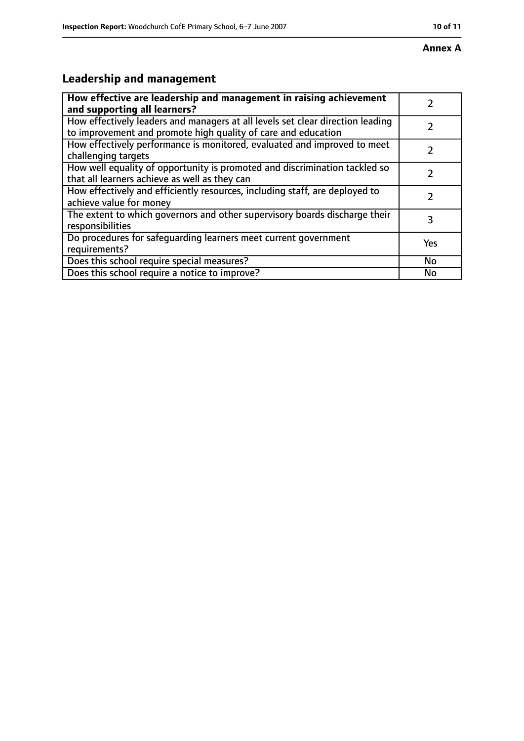**Annex A**

## Leadership and management

| **How effective are leadership and management in raising achievement and supporting all learners?** | 2 |
|---|---|
| How effectively leaders and managers at all levels set clear direction leading to improvement and promote high quality of care and education | 2 |
| How effectively performance is monitored, evaluated and improved to meet challenging targets | 2 |
| How well equality of opportunity is promoted and discrimination tackled so that all learners achieve as well as they can | 2 |
| How effectively and efficiently resources, including staff, are deployed to achieve value for money | 2 |
| The extent to which governors and other supervisory boards discharge their responsibilities | 3 |
| Do procedures for safeguarding learners meet current government requirements? | Yes |
| Does this school require special measures? | No |
| Does this school require a notice to improve? | No |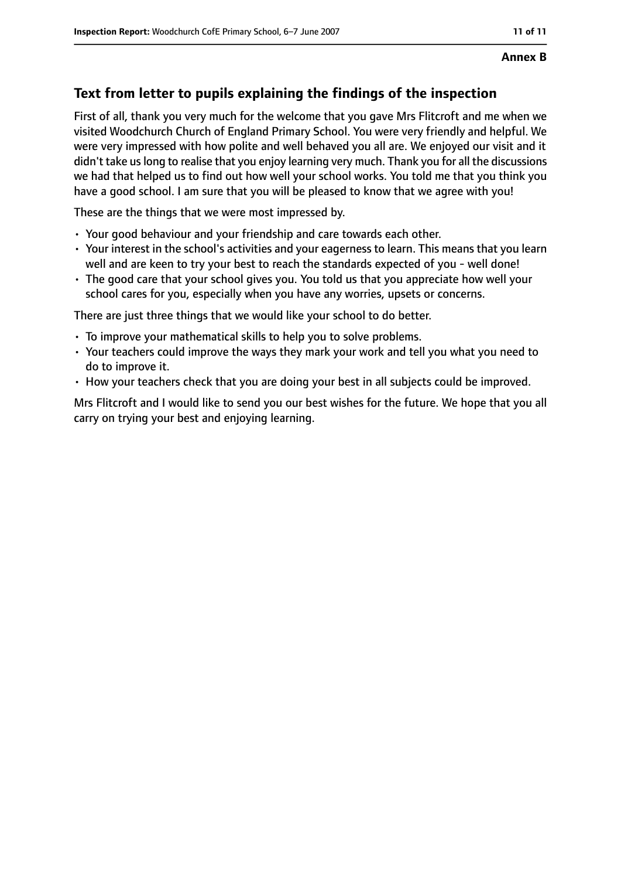**Annex B**

## Text from letter to pupils explaining the findings of the inspection

First of all, thank you very much for the welcome that you gave Mrs Flitcroft and me when we visited Woodchurch Church of England Primary School. You were very friendly and helpful. We were very impressed with how polite and well behaved you all are. We enjoyed our visit and it didn't take us long to realise that you enjoy learning very much. Thank you for all the discussions we had that helped us to find out how well your school works. You told me that you think you have a good school. I am sure that you will be pleased to know that we agree with you!

These are the things that we were most impressed by.

- Your good behaviour and your friendship and care towards each other.
- Your interest in the school's activities and your eagerness to learn. This means that you learn well and are keen to try your best to reach the standards expected of you - well done!
- The good care that your school gives you. You told us that you appreciate how well your school cares for you, especially when you have any worries, upsets or concerns.

There are just three things that we would like your school to do better.

- To improve your mathematical skills to help you to solve problems.
- Your teachers could improve the ways they mark your work and tell you what you need to do to improve it.
- How your teachers check that you are doing your best in all subjects could be improved.

Mrs Flitcroft and I would like to send you our best wishes for the future. We hope that you all carry on trying your best and enjoying learning.